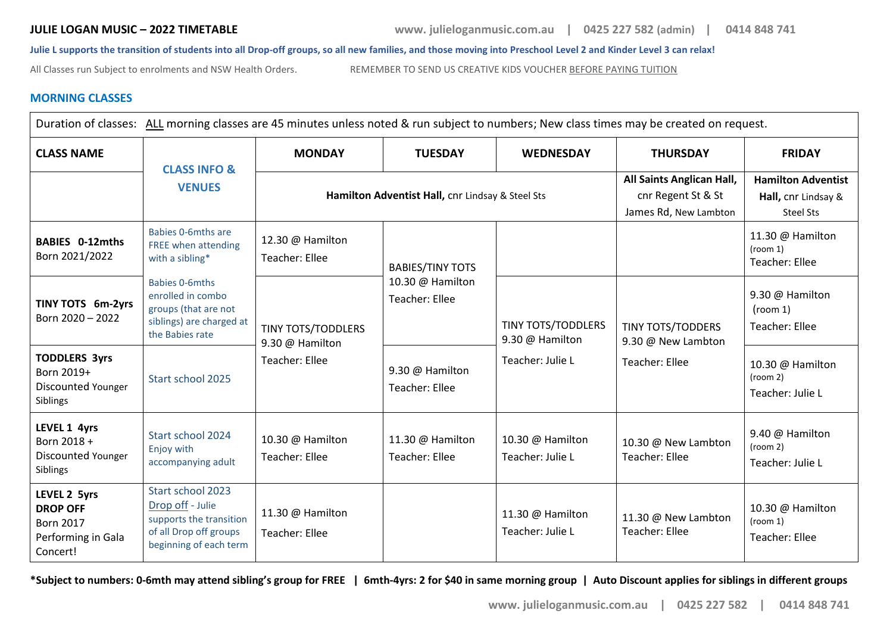**JULIE LOGAN MUSIC – 2022 TIMETABLE** www. julieloganmusic.com.au | 0425 227 582 (admin) | 0414 848 741

**Julie L supports the transition of students into all Drop-off groups, so all new families, and those moving into Preschool Level 2 and Kinder Level 3 can relax!**

All Classes run Subject to enrolments and NSW Health Orders. REMEMBER TO SEND US CREATIVE KIDS VOUCHER BEFORE PAYING TUITION

## MORNING CLASSES

Duration of classes: ALL morning classes are 45 minutes unless noted & run subject to numbers; New class times may be created on request.

| CLASS NAME | CLASS INFO & VENUES | MONDAY | TUESDAY | WEDNESDAY | THURSDAY | FRIDAY |
|---|---|---|---|---|---|---|
| | | **Hamilton Adventist Hall,** cnr Lindsay & Steel Sts | | | **All Saints Anglican Hall,** cnr Regent St & St James Rd, New Lambton | **Hamilton Adventist Hall,** cnr Lindsay & Steel Sts |
| **BABIES 0-12mths** Born 2021/2022 | Babies 0-6mths are FREE when attending with a sibling* | 12.30 @ Hamilton Teacher: Ellee | BABIES/TINY TOTS 10.30 @ Hamilton Teacher: Ellee | | | 11.30 @ Hamilton (room 1) Teacher: Ellee |
| **TINY TOTS 6m-2yrs** Born 2020 – 2022 | Babies 0-6mths enrolled in combo groups (that are not siblings) are charged at the Babies rate | TINY TOTS/TODDLERS 9.30 @ Hamilton Teacher: Ellee | | TINY TOTS/TODDLERS 9.30 @ Hamilton Teacher: Julie L | TINY TOTS/TODDERS 9.30 @ New Lambton Teacher: Ellee | 9.30 @ Hamilton (room 1) Teacher: Ellee |
| **TODDLERS 3yrs** Born 2019+ Discounted Younger Siblings | Start school 2025 | | 9.30 @ Hamilton Teacher: Ellee | | | 10.30 @ Hamilton (room 2) Teacher: Julie L |
| **LEVEL 1 4yrs** Born 2018 + Discounted Younger Siblings | Start school 2024 Enjoy with accompanying adult | 10.30 @ Hamilton Teacher: Ellee | 11.30 @ Hamilton Teacher: Ellee | 10.30 @ Hamilton Teacher: Julie L | 10.30 @ New Lambton Teacher: Ellee | 9.40 @ Hamilton (room 2) Teacher: Julie L |
| **LEVEL 2 5yrs DROP OFF** Born 2017 Performing in Gala Concert! | Start school 2023 Drop off - Julie supports the transition of all Drop off groups beginning of each term | 11.30 @ Hamilton Teacher: Ellee | | 11.30 @ Hamilton Teacher: Julie L | 11.30 @ New Lambton Teacher: Ellee | 10.30 @ Hamilton (room 1) Teacher: Ellee |

**\*Subject to numbers: 0-6mth may attend sibling's group for FREE | 6mth-4yrs: 2 for $40 in same morning group | Auto Discount applies for siblings in different groups**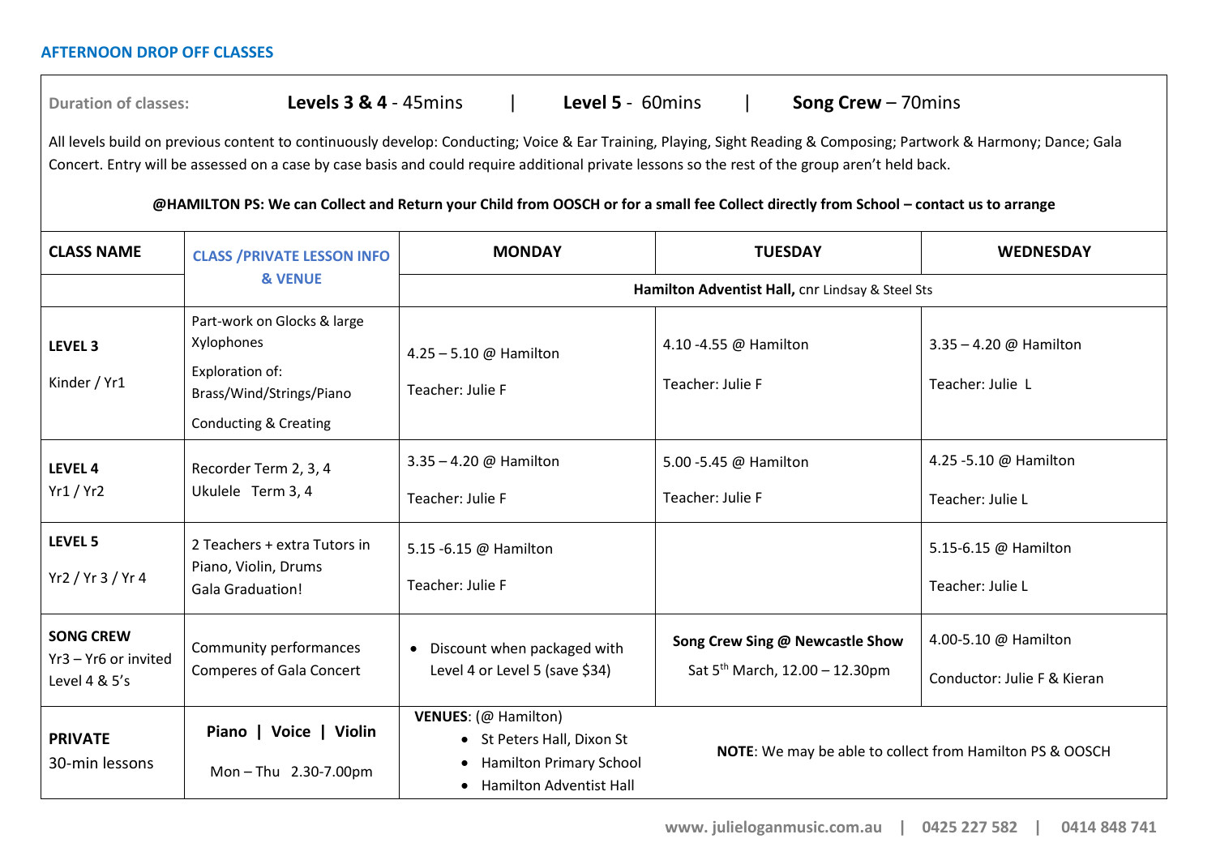## AFTERNOON DROP OFF CLASSES

**Duration of classes:** **Levels 3 & 4** - 45mins | **Level 5** - 60mins | **Song Crew** – 70mins

All levels build on previous content to continuously develop: Conducting; Voice & Ear Training, Playing, Sight Reading & Composing; Partwork & Harmony; Dance; Gala Concert. Entry will be assessed on a case by case basis and could require additional private lessons so the rest of the group aren't held back.

**@HAMILTON PS: We can Collect and Return your Child from OOSCH or for a small fee Collect directly from School – contact us to arrange**

| CLASS NAME | CLASS /PRIVATE LESSON INFO & VENUE | MONDAY | TUESDAY | WEDNESDAY |
|---|---|---|---|---|
| | | **Hamilton Adventist Hall,** cnr Lindsay & Steel Sts | | |
| **LEVEL 3** Kinder / Yr1 | Part-work on Glocks & large Xylophones; Exploration of: Brass/Wind/Strings/Piano; Conducting & Creating | 4.25 – 5.10 @ Hamilton; Teacher: Julie F | 4.10 -4.55 @ Hamilton; Teacher: Julie F | 3.35 – 4.20 @ Hamilton; Teacher: Julie L |
| **LEVEL 4** Yr1 / Yr2 | Recorder Term 2, 3, 4; Ukulele Term 3, 4 | 3.35 – 4.20 @ Hamilton; Teacher: Julie F | 5.00 -5.45 @ Hamilton; Teacher: Julie F | 4.25 -5.10 @ Hamilton; Teacher: Julie L |
| **LEVEL 5** Yr2 / Yr 3 / Yr 4 | 2 Teachers + extra Tutors in Piano, Violin, Drums; Gala Graduation! | 5.15 -6.15 @ Hamilton; Teacher: Julie F | | 5.15-6.15 @ Hamilton; Teacher: Julie L |
| **SONG CREW** Yr3 – Yr6 or invited Level 4 & 5's | Community performances; Comperes of Gala Concert | • Discount when packaged with Level 4 or Level 5 (save $34) | **Song Crew Sing @ Newcastle Show** Sat 5th March, 12.00 – 12.30pm | 4.00-5.10 @ Hamilton; Conductor: Julie F & Kieran |
| **PRIVATE** 30-min lessons | **Piano \| Voice \| Violin** Mon – Thu 2.30-7.00pm | **VENUES**: (@ Hamilton) • St Peters Hall, Dixon St • Hamilton Primary School • Hamilton Adventist Hall | **NOTE**: We may be able to collect from Hamilton PS & OOSCH | |

www. julieloganmusic.com.au | 0425 227 582 | 0414 848 741